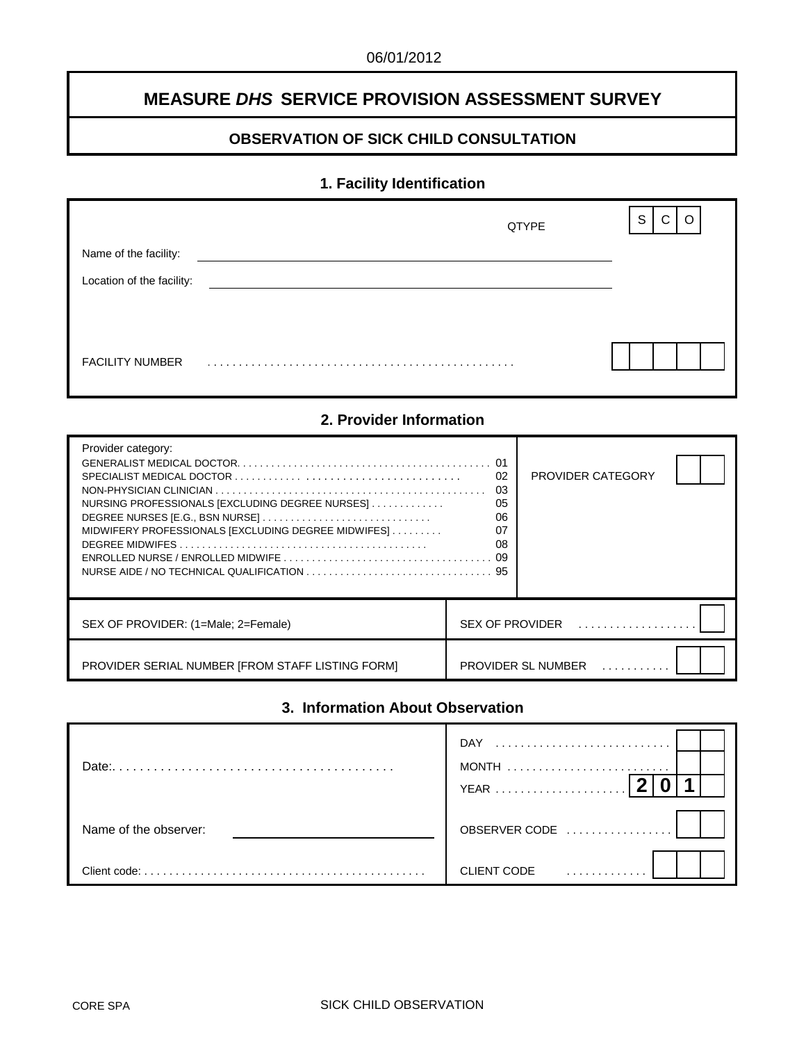06/01/2012

# MEASURE *DHS* SERVICE PROVISION ASSESSMENT SURVEY

## OBSERVATION OF SICK CHILD CONSULTATION

### 1. Facility Identification

| | |
|---|---|
| | QTYPE: S C O |
| Name of the facility: ______________________ | |
| Location of the facility: ______________________ | |
| FACILITY NUMBER . . . . . . . . . . . . . . . . . . . . . . . . . . . . . . . . . . . . . . . . . . . . . . . | [ ][ ][ ][ ][ ] |

### 2. Provider Information

| Provider category: | |
|---|---|
| GENERALIST MEDICAL DOCTOR . . . . . . . . . . . . . . . . . . . . . . . . . . . . . . . . . . . . . . . . . . . . 01<br>SPECIALIST MEDICAL DOCTOR . . . . . . . . . . . . . . . . . . . . . . . . . . . . . . . . . . . . 02<br>NON-PHYSICIAN CLINICIAN . . . . . . . . . . . . . . . . . . . . . . . . . . . . . . . . . . . . . . . . . . . . . . . 03<br>NURSING PROFESSIONALS [EXCLUDING DEGREE NURSES] . . . . . . . . . . . . 05<br>DEGREE NURSES [E.G., BSN NURSE] . . . . . . . . . . . . . . . . . . . . . . . . . . . . . 06<br>MIDWIFERY PROFESSIONALS [EXCLUDING DEGREE MIDWIFES] . . . . . . . . . 07<br>DEGREE MIDWIFES . . . . . . . . . . . . . . . . . . . . . . . . . . . . . . . . . . . . . . . . . . 08<br>ENROLLED NURSE / ENROLLED MIDWIFE . . . . . . . . . . . . . . . . . . . . . . . . . . . . . . . . . . . . 09<br>NURSE AIDE / NO TECHNICAL QUALIFICATION . . . . . . . . . . . . . . . . . . . . . . . . . . . . . . . . 95 | PROVIDER CATEGORY [ ][ ] |
| SEX OF PROVIDER: (1=Male; 2=Female) | SEX OF PROVIDER . . . . . . . . . . . . . . . . . . [ ] |
| PROVIDER SERIAL NUMBER [FROM STAFF LISTING FORM] | PROVIDER SL NUMBER . . . . . . . . . . [ ][ ] |

### 3. Information About Observation

| | |
|---|---|
| Date:. . . . . . . . . . . . . . . . . . . . . . . . . . . . . . . . . . . . . . . . . | DAY . . . . . . . . . . . . . . . . . . . . . . . . . . . [ ][ ]<br>MONTH . . . . . . . . . . . . . . . . . . . . . . . . . [ ][ ]<br>YEAR . . . . . . . . . . . . . . . . . . . . [2][0][1][ ] |
| Name of the observer: ______________________ | OBSERVER CODE . . . . . . . . . . . . . . . . [ ][ ] |
| Client code: . . . . . . . . . . . . . . . . . . . . . . . . . . . . . . . . . . . . . . . . . . . . | CLIENT CODE . . . . . . . . . . . . [ ][ ][ ] |

CORE SPA

SICK CHILD OBSERVATION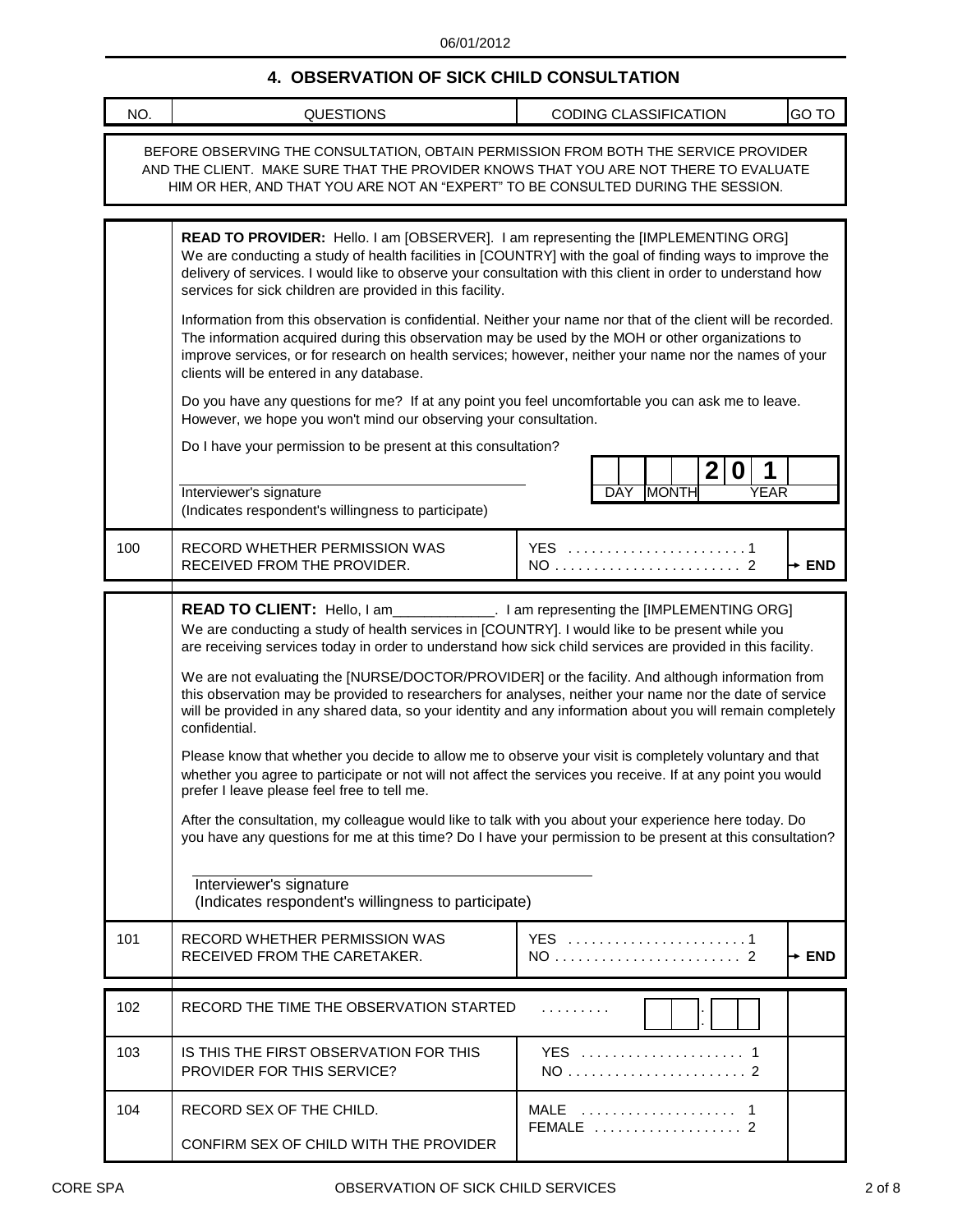06/01/2012

## 4. OBSERVATION OF SICK CHILD CONSULTATION

| NO. | QUESTIONS | CODING CLASSIFICATION | GO TO |
|---|---|---|---|

BEFORE OBSERVING THE CONSULTATION, OBTAIN PERMISSION FROM BOTH THE SERVICE PROVIDER AND THE CLIENT. MAKE SURE THAT THE PROVIDER KNOWS THAT YOU ARE NOT THERE TO EVALUATE HIM OR HER, AND THAT YOU ARE NOT AN "EXPERT" TO BE CONSULTED DURING THE SESSION.

**READ TO PROVIDER:** Hello. I am [OBSERVER]. I am representing the [IMPLEMENTING ORG] We are conducting a study of health facilities in [COUNTRY] with the goal of finding ways to improve the delivery of services. I would like to observe your consultation with this client in order to understand how services for sick children are provided in this facility.

Information from this observation is confidential. Neither your name nor that of the client will be recorded. The information acquired during this observation may be used by the MOH or other organizations to improve services, or for research on health services; however, neither your name nor the names of your clients will be entered in any database.

Do you have any questions for me? If at any point you feel uncomfortable you can ask me to leave. However, we hope you won't mind our observing your consultation.

Do I have your permission to be present at this consultation?

Interviewer's signature
(Indicates respondent's willingness to participate)

DAY ___ ___ MONTH ___ ___ YEAR 2 0 1 ___

| NO. | QUESTIONS | CODING CLASSIFICATION | GO TO |
|---|---|---|---|
| 100 | RECORD WHETHER PERMISSION WAS RECEIVED FROM THE PROVIDER. | YES . . . . . . . . . . . . . . . . . . . . . . . 1<br>NO . . . . . . . . . . . . . . . . . . . . . . . . 2 | <br>→ END |

**READ TO CLIENT:** Hello, I am_____________. I am representing the [IMPLEMENTING ORG] We are conducting a study of health services in [COUNTRY]. I would like to be present while you are receiving services today in order to understand how sick child services are provided in this facility.

We are not evaluating the [NURSE/DOCTOR/PROVIDER] or the facility. And although information from this observation may be provided to researchers for analyses, neither your name nor the date of service will be provided in any shared data, so your identity and any information about you will remain completely confidential.

Please know that whether you decide to allow me to observe your visit is completely voluntary and that whether you agree to participate or not will not affect the services you receive. If at any point you would prefer I leave please feel free to tell me.

After the consultation, my colleague would like to talk with you about your experience here today. Do you have any questions for me at this time? Do I have your permission to be present at this consultation?

Interviewer's signature
(Indicates respondent's willingness to participate)

| NO. | QUESTIONS | CODING CLASSIFICATION | GO TO |
|---|---|---|---|
| 101 | RECORD WHETHER PERMISSION WAS RECEIVED FROM THE CARETAKER. | YES . . . . . . . . . . . . . . . . . . . . . . . 1<br>NO . . . . . . . . . . . . . . . . . . . . . . . . 2 | <br>→ END |
| 102 | RECORD THE TIME THE OBSERVATION STARTED | . . . . . . . . . ___ ___ : ___ ___ | |
| 103 | IS THIS THE FIRST OBSERVATION FOR THIS PROVIDER FOR THIS SERVICE? | YES . . . . . . . . . . . . . . . . . . . . . 1<br>NO . . . . . . . . . . . . . . . . . . . . . . . 2 | |
| 104 | RECORD SEX OF THE CHILD.<br><br>CONFIRM SEX OF CHILD WITH THE PROVIDER | MALE . . . . . . . . . . . . . . . . . . . . 1<br>FEMALE . . . . . . . . . . . . . . . . . . . 2 | |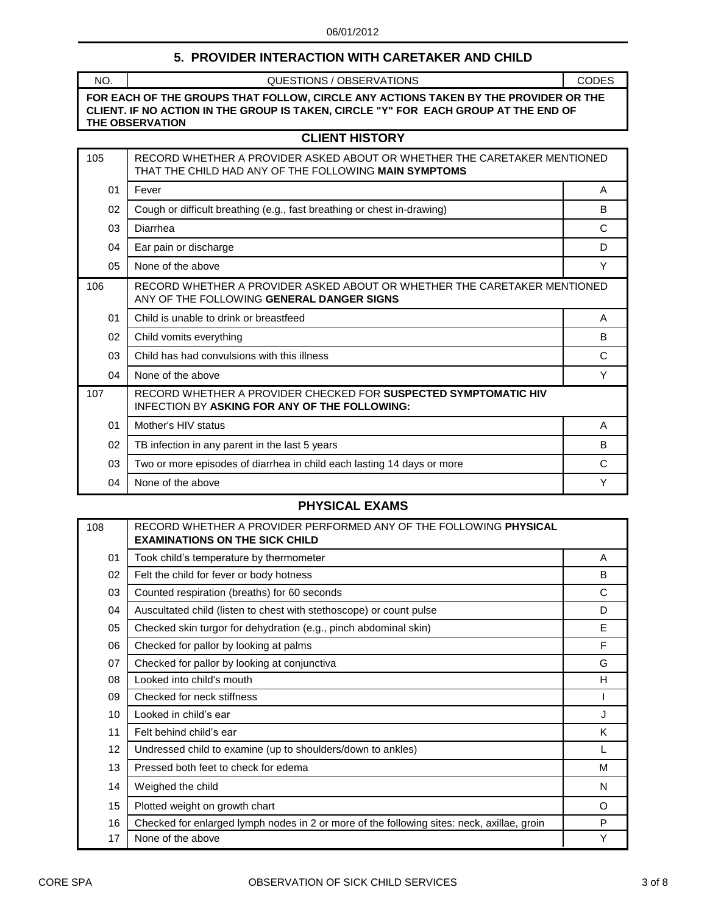## 5. PROVIDER INTERACTION WITH CARETAKER AND CHILD

| NO. | QUESTIONS / OBSERVATIONS | CODES |
|---|---|---|
| **FOR EACH OF THE GROUPS THAT FOLLOW, CIRCLE ANY ACTIONS TAKEN BY THE PROVIDER OR THE CLIENT. IF NO ACTION IN THE GROUP IS TAKEN, CIRCLE "Y" FOR EACH GROUP AT THE END OF THE OBSERVATION** | | |

### CLIENT HISTORY

| NO. | QUESTIONS / OBSERVATIONS | CODES |
|---|---|---|
| 105 | RECORD WHETHER A PROVIDER ASKED ABOUT OR WHETHER THE CARETAKER MENTIONED THAT THE CHILD HAD ANY OF THE FOLLOWING **MAIN SYMPTOMS** | |
| 01 | Fever | A |
| 02 | Cough or difficult breathing (e.g., fast breathing or chest in-drawing) | B |
| 03 | Diarrhea | C |
| 04 | Ear pain or discharge | D |
| 05 | None of the above | Y |
| 106 | RECORD WHETHER A PROVIDER ASKED ABOUT OR WHETHER THE CARETAKER MENTIONED ANY OF THE FOLLOWING **GENERAL DANGER SIGNS** | |
| 01 | Child is unable to drink or breastfeed | A |
| 02 | Child vomits everything | B |
| 03 | Child has had convulsions with this illness | C |
| 04 | None of the above | Y |
| 107 | RECORD WHETHER A PROVIDER CHECKED FOR **SUSPECTED SYMPTOMATIC HIV** INFECTION BY **ASKING FOR ANY OF THE FOLLOWING:** | |
| 01 | Mother's HIV status | A |
| 02 | TB infection in any parent in the last 5 years | B |
| 03 | Two or more episodes of diarrhea in child each lasting 14 days or more | C |
| 04 | None of the above | Y |

### PHYSICAL EXAMS

| NO. | QUESTIONS / OBSERVATIONS | CODES |
|---|---|---|
| 108 | RECORD WHETHER A PROVIDER PERFORMED ANY OF THE FOLLOWING **PHYSICAL EXAMINATIONS ON THE SICK CHILD** | |
| 01 | Took child's temperature by thermometer | A |
| 02 | Felt the child for fever or body hotness | B |
| 03 | Counted respiration (breaths) for 60 seconds | C |
| 04 | Auscultated child (listen to chest with stethoscope) or count pulse | D |
| 05 | Checked skin turgor for dehydration (e.g., pinch abdominal skin) | E |
| 06 | Checked for pallor by looking at palms | F |
| 07 | Checked for pallor by looking at conjunctiva | G |
| 08 | Looked into child's mouth | H |
| 09 | Checked for neck stiffness | I |
| 10 | Looked in child's ear | J |
| 11 | Felt behind child's ear | K |
| 12 | Undressed child to examine (up to shoulders/down to ankles) | L |
| 13 | Pressed both feet to check for edema | M |
| 14 | Weighed the child | N |
| 15 | Plotted weight on growth chart | O |
| 16 | Checked for enlarged lymph nodes in 2 or more of the following sites: neck, axillae, groin | P |
| 17 | None of the above | Y |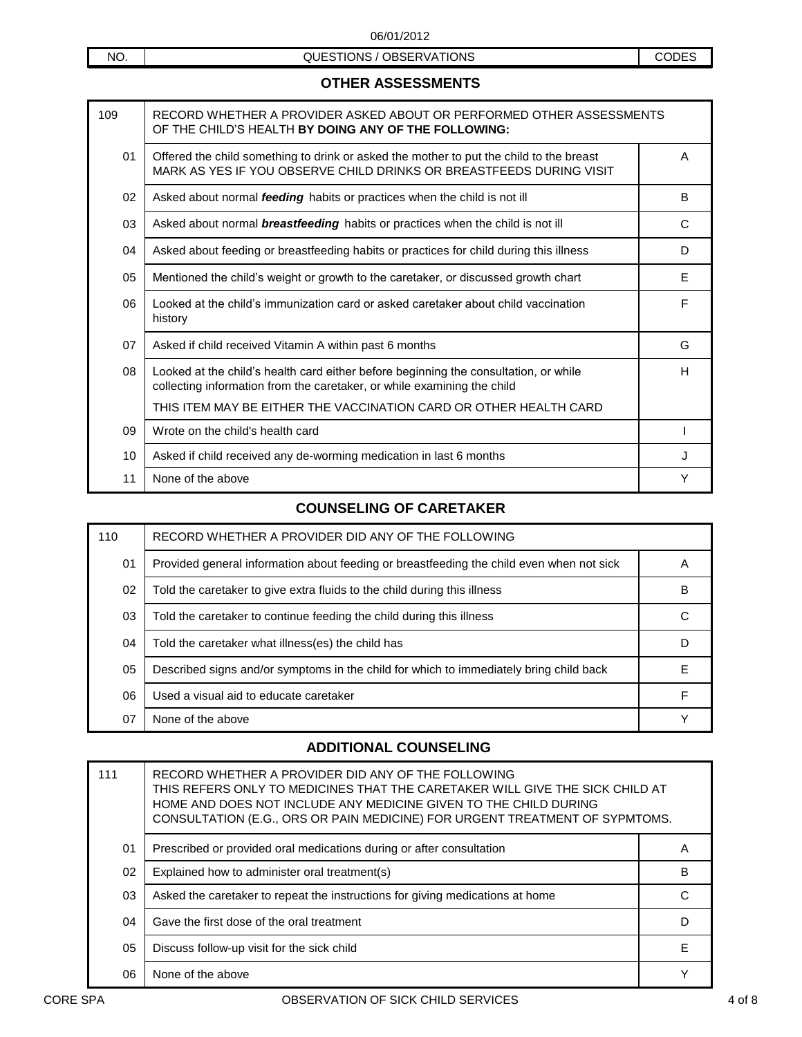| NO. | QUESTIONS / OBSERVATIONS | CODES |
|---|---|---|

## OTHER ASSESSMENTS

| 109 | RECORD WHETHER A PROVIDER ASKED ABOUT OR PERFORMED OTHER ASSESSMENTS OF THE CHILD'S HEALTH **BY DOING ANY OF THE FOLLOWING:** | |
|---|---|---|
| 01 | Offered the child something to drink or asked the mother to put the child to the breast<br>MARK AS YES IF YOU OBSERVE CHILD DRINKS OR BREASTFEEDS DURING VISIT | A |
| 02 | Asked about normal ***feeding*** habits or practices when the child is not ill | B |
| 03 | Asked about normal ***breastfeeding*** habits or practices when the child is not ill | C |
| 04 | Asked about feeding or breastfeeding habits or practices for child during this illness | D |
| 05 | Mentioned the child's weight or growth to the caretaker, or discussed growth chart | E |
| 06 | Looked at the child's immunization card or asked caretaker about child vaccination history | F |
| 07 | Asked if child received Vitamin A within past 6 months | G |
| 08 | Looked at the child's health card either before beginning the consultation, or while collecting information from the caretaker, or while examining the child<br>THIS ITEM MAY BE EITHER THE VACCINATION CARD OR OTHER HEALTH CARD | H |
| 09 | Wrote on the child's health card | I |
| 10 | Asked if child received any de-worming medication in last 6 months | J |
| 11 | None of the above | Y |

## COUNSELING OF CARETAKER

| 110 | RECORD WHETHER A PROVIDER DID ANY OF THE FOLLOWING | |
|---|---|---|
| 01 | Provided general information about feeding or breastfeeding the child even when not sick | A |
| 02 | Told the caretaker to give extra fluids to the child during this illness | B |
| 03 | Told the caretaker to continue feeding the child during this illness | C |
| 04 | Told the caretaker what illness(es) the child has | D |
| 05 | Described signs and/or symptoms in the child for which to immediately bring child back | E |
| 06 | Used a visual aid to educate caretaker | F |
| 07 | None of the above | Y |

## ADDITIONAL COUNSELING

| 111 | RECORD WHETHER A PROVIDER DID ANY OF THE FOLLOWING<br>THIS REFERS ONLY TO MEDICINES THAT THE CARETAKER WILL GIVE THE SICK CHILD AT HOME AND DOES NOT INCLUDE ANY MEDICINE GIVEN TO THE CHILD DURING CONSULTATION (E.G., ORS OR PAIN MEDICINE) FOR URGENT TREATMENT OF SYPMTOMS. | |
|---|---|---|
| 01 | Prescribed or provided oral medications during or after consultation | A |
| 02 | Explained how to administer oral treatment(s) | B |
| 03 | Asked the caretaker to repeat the instructions for giving medications at home | C |
| 04 | Gave the first dose of the oral treatment | D |
| 05 | Discuss follow-up visit for the sick child | E |
| 06 | None of the above | Y |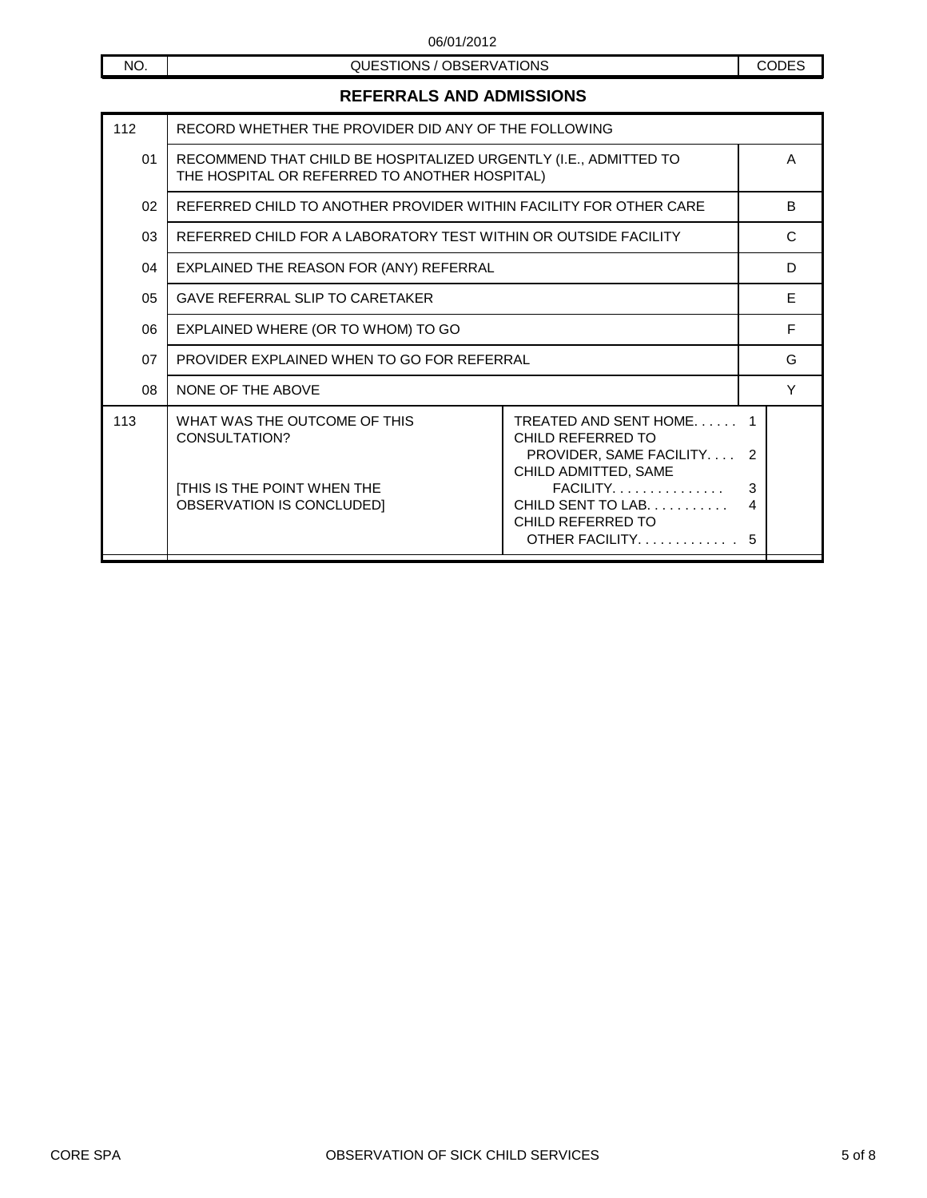06/01/2012

| NO. | QUESTIONS / OBSERVATIONS | | CODES |
|---|---|---|---|

## REFERRALS AND ADMISSIONS

| NO. | QUESTIONS / OBSERVATIONS | | CODES |
|---|---|---|---|
| 112 | RECORD WHETHER THE PROVIDER DID ANY OF THE FOLLOWING | | |
| 01 | RECOMMEND THAT CHILD BE HOSPITALIZED URGENTLY (I.E., ADMITTED TO THE HOSPITAL OR REFERRED TO ANOTHER HOSPITAL) | | A |
| 02 | REFERRED CHILD TO ANOTHER PROVIDER WITHIN FACILITY FOR OTHER CARE | | B |
| 03 | REFERRED CHILD FOR A LABORATORY TEST WITHIN OR OUTSIDE FACILITY | | C |
| 04 | EXPLAINED THE REASON FOR (ANY) REFERRAL | | D |
| 05 | GAVE REFERRAL SLIP TO CARETAKER | | E |
| 06 | EXPLAINED WHERE (OR TO WHOM) TO GO | | F |
| 07 | PROVIDER EXPLAINED WHEN TO GO FOR REFERRAL | | G |
| 08 | NONE OF THE ABOVE | | Y |
| 113 | WHAT WAS THE OUTCOME OF THIS CONSULTATION?<br><br>[THIS IS THE POINT WHEN THE OBSERVATION IS CONCLUDED] | TREATED AND SENT HOME. . . . . . 1<br>CHILD REFERRED TO PROVIDER, SAME FACILITY. . . . 2<br>CHILD ADMITTED, SAME FACILITY. . . . . . . . . . . . . . . 3<br>CHILD SENT TO LAB. . . . . . . . . . 4<br>CHILD REFERRED TO OTHER FACILITY. . . . . . . . . . . . 5 | |

OBSERVATION OF SICK CHILD SERVICES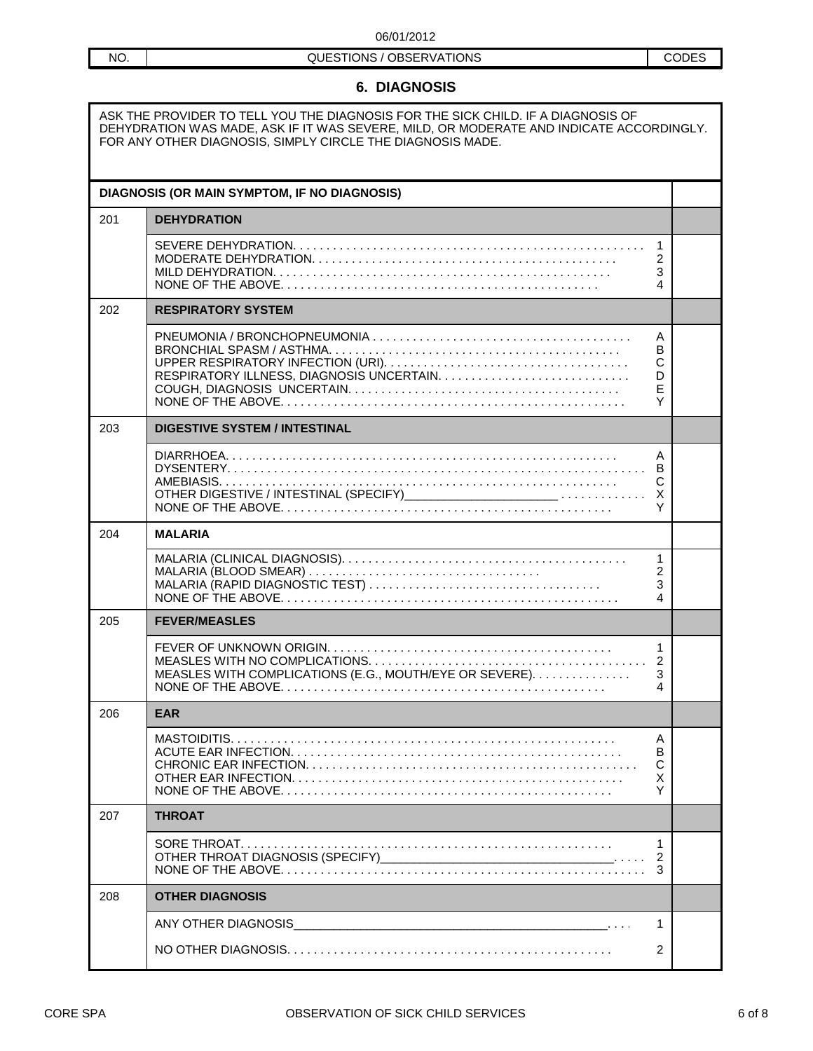06/01/2012

| NO. | QUESTIONS / OBSERVATIONS | CODES |
|---|---|---|

## 6. DIAGNOSIS

ASK THE PROVIDER TO TELL YOU THE DIAGNOSIS FOR THE SICK CHILD. IF A DIAGNOSIS OF DEHYDRATION WAS MADE, ASK IF IT WAS SEVERE, MILD, OR MODERATE AND INDICATE ACCORDINGLY. FOR ANY OTHER DIAGNOSIS, SIMPLY CIRCLE THE DIAGNOSIS MADE.

| NO. | DIAGNOSIS (OR MAIN SYMPTOM, IF NO DIAGNOSIS) | CODES |
|---|---|---|
| 201 | **DEHYDRATION** | |
| | SEVERE DEHYDRATION. . . . . . . . . . . . . . . . . . . . . . . . . . . 1<br>MODERATE DEHYDRATION. . . . . . . . . . . . . . . . . . . . . . . . . 2<br>MILD DEHYDRATION. . . . . . . . . . . . . . . . . . . . . . . . . . . . 3<br>NONE OF THE ABOVE. . . . . . . . . . . . . . . . . . . . . . . . . . . 4 | |
| 202 | **RESPIRATORY SYSTEM** | |
| | PNEUMONIA / BRONCHOPNEUMONIA . . . . . . . . . . . . . . . . . . . A<br>BRONCHIAL SPASM / ASTHMA. . . . . . . . . . . . . . . . . . . . . . B<br>UPPER RESPIRATORY INFECTION (URI). . . . . . . . . . . . . . . . . C<br>RESPIRATORY ILLNESS, DIAGNOSIS UNCERTAIN. . . . . . . . . . . . . D<br>COUGH, DIAGNOSIS UNCERTAIN. . . . . . . . . . . . . . . . . . . . . E<br>NONE OF THE ABOVE. . . . . . . . . . . . . . . . . . . . . . . . . . . Y | |
| 203 | **DIGESTIVE SYSTEM / INTESTINAL** | |
| | DIARRHOEA. . . . . . . . . . . . . . . . . . . . . . . . . . . . . . . A<br>DYSENTERY. . . . . . . . . . . . . . . . . . . . . . . . . . . . . . . B<br>AMEBIASIS. . . . . . . . . . . . . . . . . . . . . . . . . . . . . . . C<br>OTHER DIGESTIVE / INTESTINAL (SPECIFY)______________________ . . . . . X<br>NONE OF THE ABOVE. . . . . . . . . . . . . . . . . . . . . . . . . . . Y | |
| 204 | **MALARIA** | |
| | MALARIA (CLINICAL DIAGNOSIS). . . . . . . . . . . . . . . . . . . . . 1<br>MALARIA (BLOOD SMEAR) . . . . . . . . . . . . . . . . . . . . . . . . 2<br>MALARIA (RAPID DIAGNOSTIC TEST) . . . . . . . . . . . . . . . . . . . 3<br>NONE OF THE ABOVE. . . . . . . . . . . . . . . . . . . . . . . . . . . 4 | |
| 205 | **FEVER/MEASLES** | |
| | FEVER OF UNKNOWN ORIGIN. . . . . . . . . . . . . . . . . . . . . . . . 1<br>MEASLES WITH NO COMPLICATIONS. . . . . . . . . . . . . . . . . . . . 2<br>MEASLES WITH COMPLICATIONS (E.G., MOUTH/EYE OR SEVERE). . . . . . . 3<br>NONE OF THE ABOVE. . . . . . . . . . . . . . . . . . . . . . . . . . . 4 | |
| 206 | **EAR** | |
| | MASTOIDITIS. . . . . . . . . . . . . . . . . . . . . . . . . . . . . . A<br>ACUTE EAR INFECTION. . . . . . . . . . . . . . . . . . . . . . . . . . B<br>CHRONIC EAR INFECTION. . . . . . . . . . . . . . . . . . . . . . . . . C<br>OTHER EAR INFECTION. . . . . . . . . . . . . . . . . . . . . . . . . . X<br>NONE OF THE ABOVE. . . . . . . . . . . . . . . . . . . . . . . . . . . Y | |
| 207 | **THROAT** | |
| | SORE THROAT. . . . . . . . . . . . . . . . . . . . . . . . . . . . . . 1<br>OTHER THROAT DIAGNOSIS (SPECIFY)__________________________________. . . . . 2<br>NONE OF THE ABOVE. . . . . . . . . . . . . . . . . . . . . . . . . . . 3 | |
| 208 | **OTHER DIAGNOSIS** | |
| | ANY OTHER DIAGNOSIS_____________________________________________. . . . 1<br><br>NO OTHER DIAGNOSIS. . . . . . . . . . . . . . . . . . . . . . . . . . 2 | |

CORE SPA OBSERVATION OF SICK CHILD SERVICES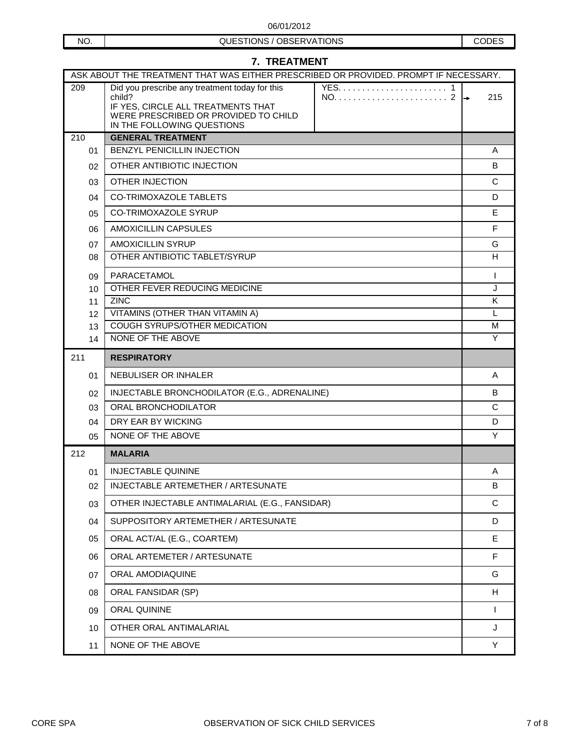06/01/2012

| NO. | QUESTIONS / OBSERVATIONS | | CODES |
|---|---|---|---|

## 7. TREATMENT

| NO. | QUESTIONS / OBSERVATIONS | | CODES |
|---|---|---|---|
| ASK ABOUT THE TREATMENT THAT WAS EITHER PRESCRIBED OR PROVIDED. PROMPT IF NECESSARY. | | | |
| 209 | Did you prescribe any treatment today for this child? IF YES, CIRCLE ALL TREATMENTS THAT WERE PRESCRIBED OR PROVIDED TO CHILD IN THE FOLLOWING QUESTIONS | YES. . . . . . . . . . . . . . . . . . . . . . . 1<br>NO. . . . . . . . . . . . . . . . . . . . . . . . 2 | →215 |
| 210 | **GENERAL TREATMENT** | | |
| 01 | BENZYL PENICILLIN INJECTION | | A |
| 02 | OTHER ANTIBIOTIC INJECTION | | B |
| 03 | OTHER INJECTION | | C |
| 04 | CO-TRIMOXAZOLE TABLETS | | D |
| 05 | CO-TRIMOXAZOLE SYRUP | | E |
| 06 | AMOXICILLIN CAPSULES | | F |
| 07 | AMOXICILLIN SYRUP | | G |
| 08 | OTHER ANTIBIOTIC TABLET/SYRUP | | H |
| 09 | PARACETAMOL | | I |
| 10 | OTHER FEVER REDUCING MEDICINE | | J |
| 11 | ZINC | | K |
| 12 | VITAMINS (OTHER THAN VITAMIN A) | | L |
| 13 | COUGH SYRUPS/OTHER MEDICATION | | M |
| 14 | NONE OF THE ABOVE | | Y |
| 211 | **RESPIRATORY** | | |
| 01 | NEBULISER OR INHALER | | A |
| 02 | INJECTABLE BRONCHODILATOR (E.G., ADRENALINE) | | B |
| 03 | ORAL BRONCHODILATOR | | C |
| 04 | DRY EAR BY WICKING | | D |
| 05 | NONE OF THE ABOVE | | Y |
| 212 | **MALARIA** | | |
| 01 | INJECTABLE QUININE | | A |
| 02 | INJECTABLE ARTEMETHER / ARTESUNATE | | B |
| 03 | OTHER INJECTABLE ANTIMALARIAL (E.G., FANSIDAR) | | C |
| 04 | SUPPOSITORY ARTEMETHER / ARTESUNATE | | D |
| 05 | ORAL ACT/AL (E.G., COARTEM) | | E |
| 06 | ORAL ARTEMETER / ARTESUNATE | | F |
| 07 | ORAL AMODIAQUINE | | G |
| 08 | ORAL FANSIDAR (SP) | | H |
| 09 | ORAL QUININE | | I |
| 10 | OTHER ORAL ANTIMALARIAL | | J |
| 11 | NONE OF THE ABOVE | | Y |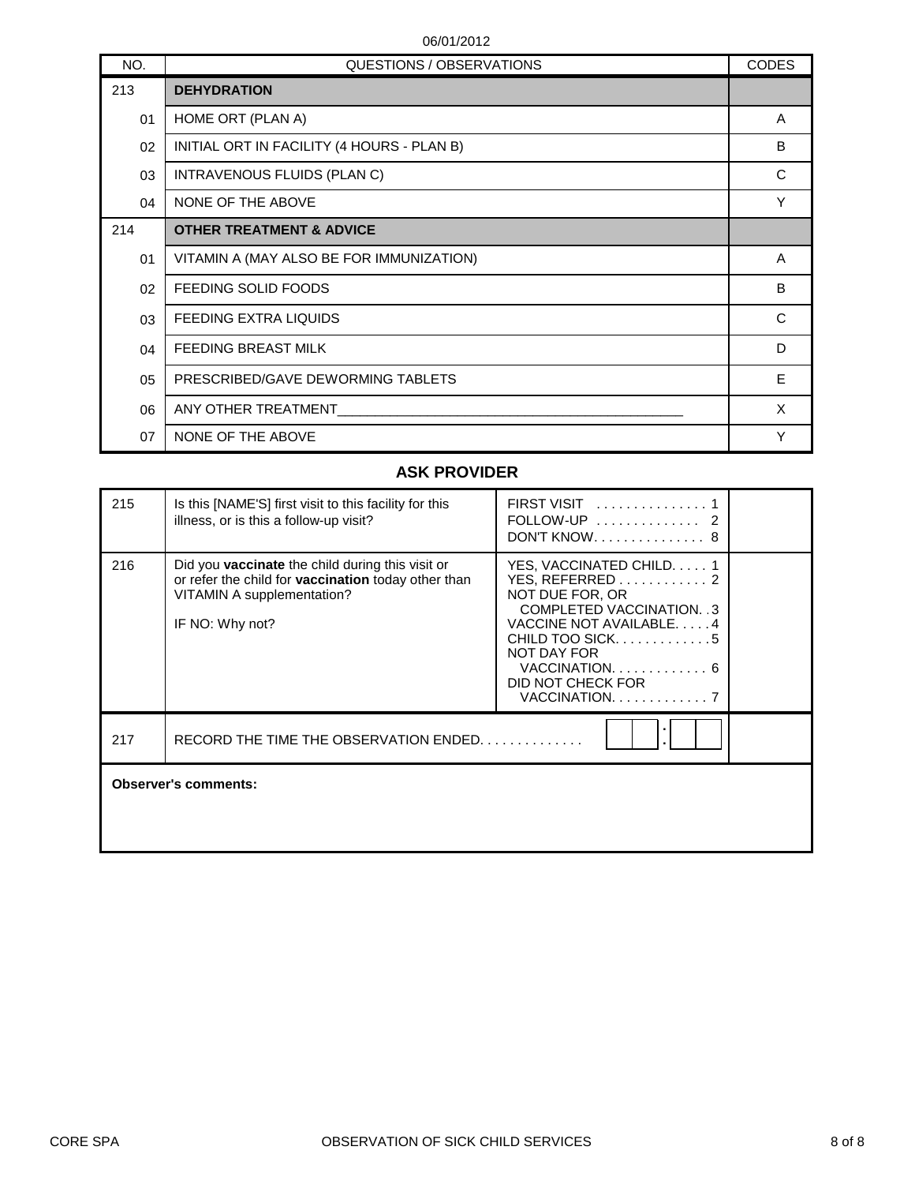06/01/2012

| NO. | QUESTIONS / OBSERVATIONS | CODES |
|---|---|---|
| 213 | **DEHYDRATION** | |
| 01 | HOME ORT (PLAN A) | A |
| 02 | INITIAL ORT IN FACILITY (4 HOURS - PLAN B) | B |
| 03 | INTRAVENOUS FLUIDS (PLAN C) | C |
| 04 | NONE OF THE ABOVE | Y |
| 214 | **OTHER TREATMENT & ADVICE** | |
| 01 | VITAMIN A (MAY ALSO BE FOR IMMUNIZATION) | A |
| 02 | FEEDING SOLID FOODS | B |
| 03 | FEEDING EXTRA LIQUIDS | C |
| 04 | FEEDING BREAST MILK | D |
| 05 | PRESCRIBED/GAVE DEWORMING TABLETS | E |
| 06 | ANY OTHER TREATMENT_____________________________________________ | X |
| 07 | NONE OF THE ABOVE | Y |

## ASK PROVIDER

| | | | |
|---|---|---|---|
| 215 | Is this [NAME'S] first visit to this facility for this illness, or is this a follow-up visit? | FIRST VISIT . . . . . . . . . . . . . . . 1<br>FOLLOW-UP . . . . . . . . . . . . . 2<br>DON'T KNOW. . . . . . . . . . . . . . 8 | |
| 216 | Did you **vaccinate** the child during this visit or or refer the child for **vaccination** today other than VITAMIN A supplementation?<br><br>IF NO: Why not? | YES, VACCINATED CHILD. . . . . 1<br>YES, REFERRED . . . . . . . . . . . 2<br>NOT DUE FOR, OR COMPLETED VACCINATION. . 3<br>VACCINE NOT AVAILABLE. . . . . 4<br>CHILD TOO SICK. . . . . . . . . . . . 5<br>NOT DAY FOR VACCINATION. . . . . . . . . . . . 6<br>DID NOT CHECK FOR VACCINATION. . . . . . . . . . . . 7 | |
| 217 | RECORD THE TIME THE OBSERVATION ENDED. . . . . . . . . . . . . | [ ][ ] : [ ][ ] | |

**Observer's comments:**